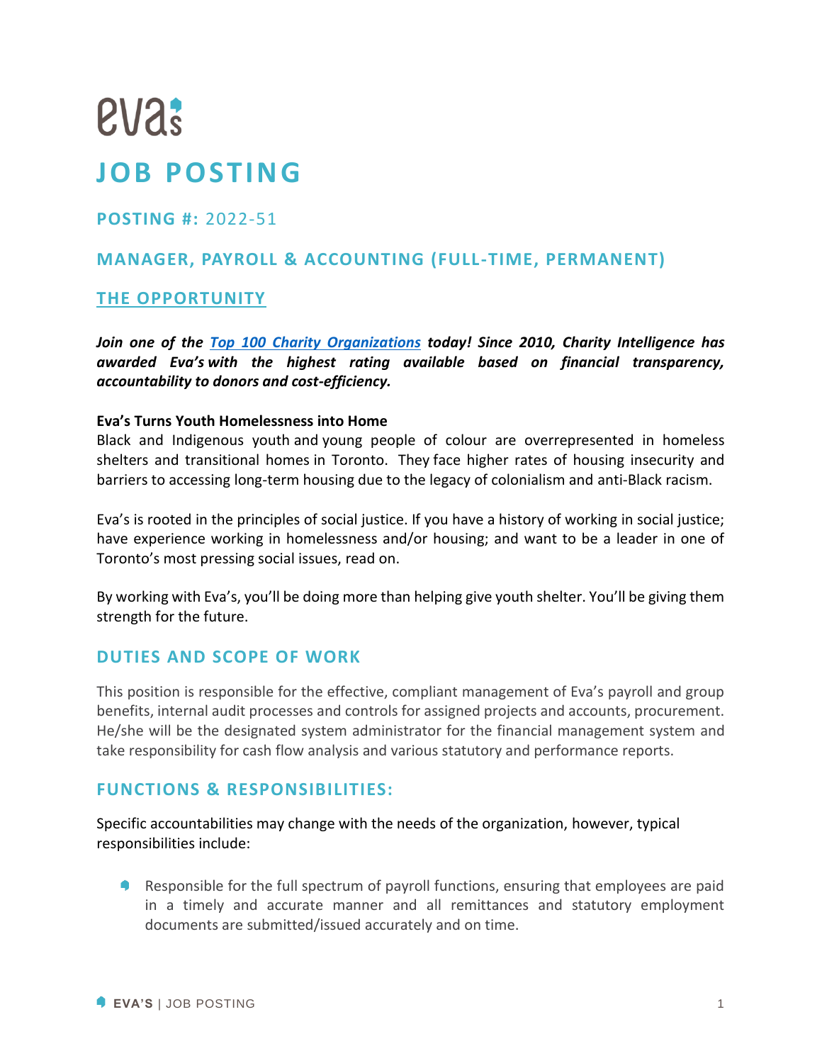# eva's

# JOB POSTING

## POSTING #: 2022-51

## MANAGER, PAYROLL & ACCOUNTING (FULL-TIME, PERMANENT)

## THE OPPORTUNITY

***Join one of the [Top 100 Charity Organizations](#) today! Since 2010, Charity Intelligence has awarded Eva's with the highest rating available based on financial transparency, accountability to donors and cost-efficiency.***

**Eva's Turns Youth Homelessness into Home**
Black and Indigenous youth and young people of colour are overrepresented in homeless shelters and transitional homes in Toronto. They face higher rates of housing insecurity and barriers to accessing long-term housing due to the legacy of colonialism and anti-Black racism.

Eva's is rooted in the principles of social justice. If you have a history of working in social justice; have experience working in homelessness and/or housing; and want to be a leader in one of Toronto's most pressing social issues, read on.

By working with Eva's, you'll be doing more than helping give youth shelter. You'll be giving them strength for the future.

## DUTIES AND SCOPE OF WORK

This position is responsible for the effective, compliant management of Eva's payroll and group benefits, internal audit processes and controls for assigned projects and accounts, procurement. He/she will be the designated system administrator for the financial management system and take responsibility for cash flow analysis and various statutory and performance reports.

## FUNCTIONS & RESPONSIBILITIES:

Specific accountabilities may change with the needs of the organization, however, typical responsibilities include:

- Responsible for the full spectrum of payroll functions, ensuring that employees are paid in a timely and accurate manner and all remittances and statutory employment documents are submitted/issued accurately and on time.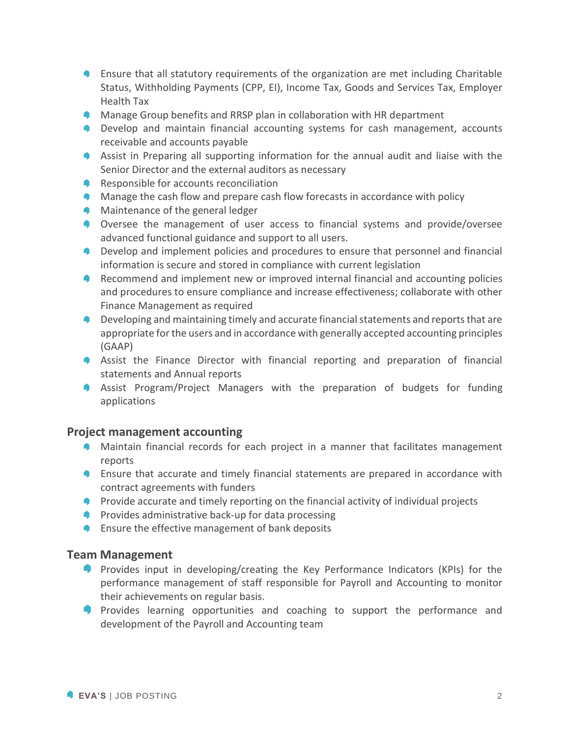- Ensure that all statutory requirements of the organization are met including Charitable Status, Withholding Payments (CPP, EI), Income Tax, Goods and Services Tax, Employer Health Tax
- Manage Group benefits and RRSP plan in collaboration with HR department
- Develop and maintain financial accounting systems for cash management, accounts receivable and accounts payable
- Assist in Preparing all supporting information for the annual audit and liaise with the Senior Director and the external auditors as necessary
- Responsible for accounts reconciliation
- Manage the cash flow and prepare cash flow forecasts in accordance with policy
- Maintenance of the general ledger
- Oversee the management of user access to financial systems and provide/oversee advanced functional guidance and support to all users.
- Develop and implement policies and procedures to ensure that personnel and financial information is secure and stored in compliance with current legislation
- Recommend and implement new or improved internal financial and accounting policies and procedures to ensure compliance and increase effectiveness; collaborate with other Finance Management as required
- Developing and maintaining timely and accurate financial statements and reports that are appropriate for the users and in accordance with generally accepted accounting principles (GAAP)
- Assist the Finance Director with financial reporting and preparation of financial statements and Annual reports
- Assist Program/Project Managers with the preparation of budgets for funding applications

## Project management accounting

- Maintain financial records for each project in a manner that facilitates management reports
- Ensure that accurate and timely financial statements are prepared in accordance with contract agreements with funders
- Provide accurate and timely reporting on the financial activity of individual projects
- Provides administrative back-up for data processing
- Ensure the effective management of bank deposits

## Team Management

- Provides input in developing/creating the Key Performance Indicators (KPIs) for the performance management of staff responsible for Payroll and Accounting to monitor their achievements on regular basis.
- Provides learning opportunities and coaching to support the performance and development of the Payroll and Accounting team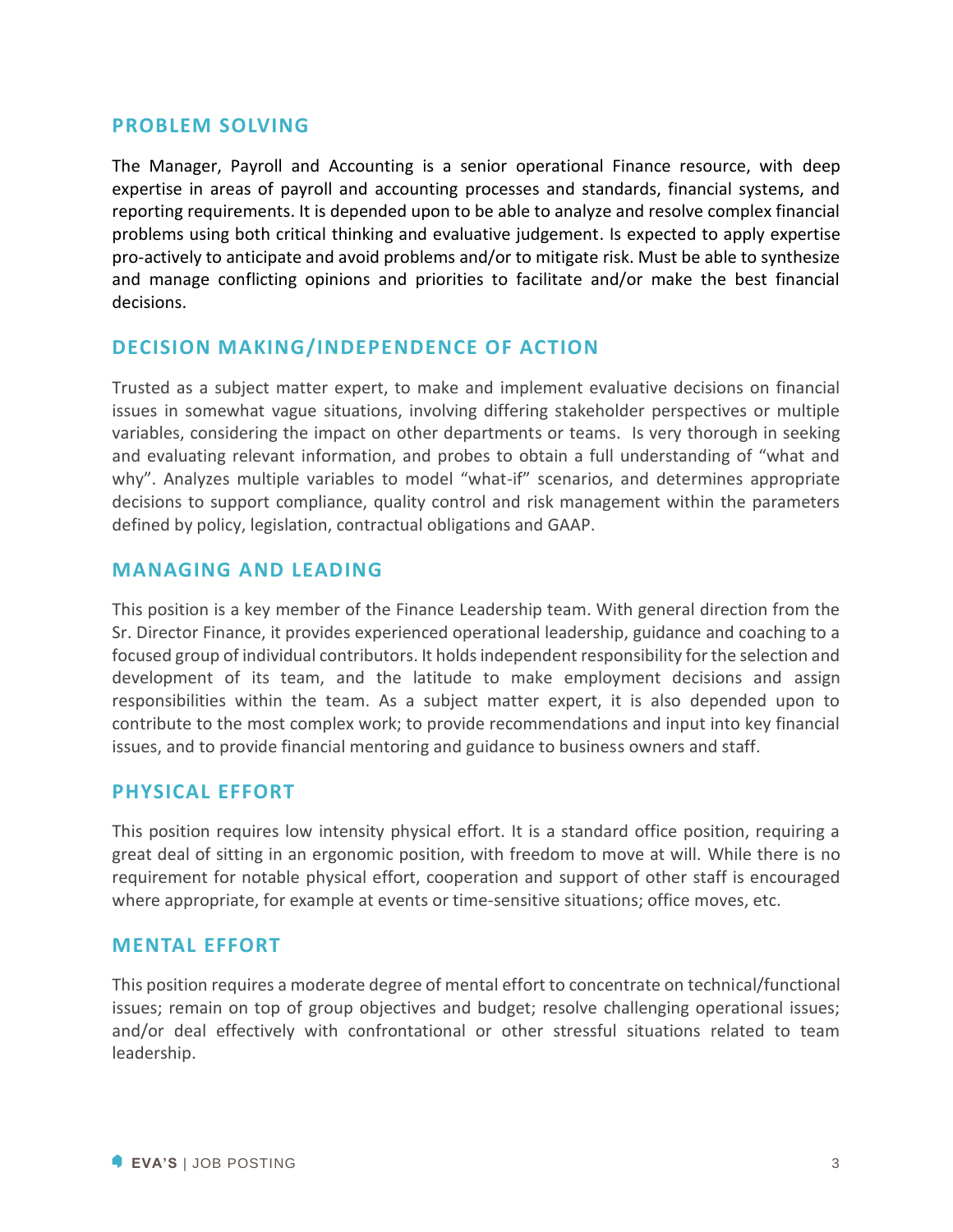## PROBLEM SOLVING

The Manager, Payroll and Accounting is a senior operational Finance resource, with deep expertise in areas of payroll and accounting processes and standards, financial systems, and reporting requirements. It is depended upon to be able to analyze and resolve complex financial problems using both critical thinking and evaluative judgement. Is expected to apply expertise pro-actively to anticipate and avoid problems and/or to mitigate risk. Must be able to synthesize and manage conflicting opinions and priorities to facilitate and/or make the best financial decisions.

## DECISION MAKING/INDEPENDENCE OF ACTION

Trusted as a subject matter expert, to make and implement evaluative decisions on financial issues in somewhat vague situations, involving differing stakeholder perspectives or multiple variables, considering the impact on other departments or teams. Is very thorough in seeking and evaluating relevant information, and probes to obtain a full understanding of "what and why". Analyzes multiple variables to model "what-if" scenarios, and determines appropriate decisions to support compliance, quality control and risk management within the parameters defined by policy, legislation, contractual obligations and GAAP.

## MANAGING AND LEADING

This position is a key member of the Finance Leadership team. With general direction from the Sr. Director Finance, it provides experienced operational leadership, guidance and coaching to a focused group of individual contributors. It holds independent responsibility for the selection and development of its team, and the latitude to make employment decisions and assign responsibilities within the team. As a subject matter expert, it is also depended upon to contribute to the most complex work; to provide recommendations and input into key financial issues, and to provide financial mentoring and guidance to business owners and staff.

## PHYSICAL EFFORT

This position requires low intensity physical effort. It is a standard office position, requiring a great deal of sitting in an ergonomic position, with freedom to move at will. While there is no requirement for notable physical effort, cooperation and support of other staff is encouraged where appropriate, for example at events or time-sensitive situations; office moves, etc.

## MENTAL EFFORT

This position requires a moderate degree of mental effort to concentrate on technical/functional issues; remain on top of group objectives and budget; resolve challenging operational issues; and/or deal effectively with confrontational or other stressful situations related to team leadership.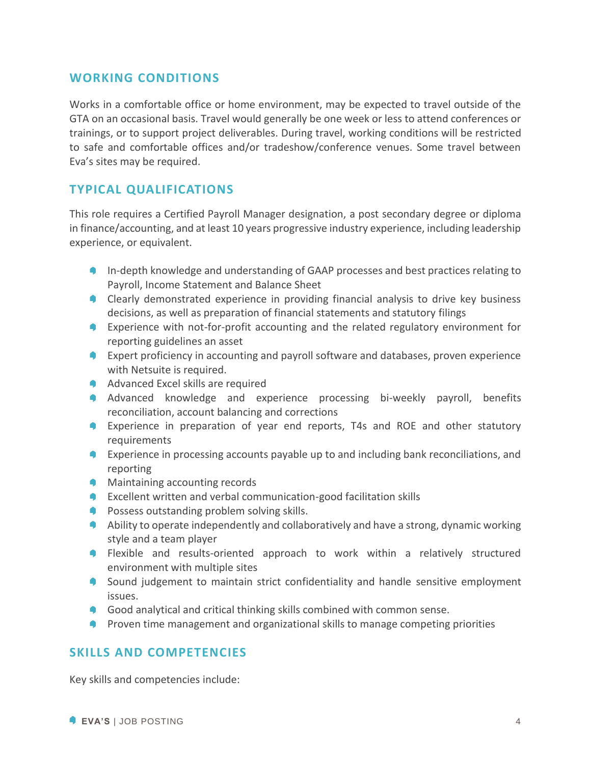## WORKING CONDITIONS

Works in a comfortable office or home environment, may be expected to travel outside of the GTA on an occasional basis. Travel would generally be one week or less to attend conferences or trainings, or to support project deliverables. During travel, working conditions will be restricted to safe and comfortable offices and/or tradeshow/conference venues. Some travel between Eva's sites may be required.

## TYPICAL QUALIFICATIONS

This role requires a Certified Payroll Manager designation, a post secondary degree or diploma in finance/accounting, and at least 10 years progressive industry experience, including leadership experience, or equivalent.

- In-depth knowledge and understanding of GAAP processes and best practices relating to Payroll, Income Statement and Balance Sheet
- Clearly demonstrated experience in providing financial analysis to drive key business decisions, as well as preparation of financial statements and statutory filings
- Experience with not-for-profit accounting and the related regulatory environment for reporting guidelines an asset
- Expert proficiency in accounting and payroll software and databases, proven experience with Netsuite is required.
- Advanced Excel skills are required
- Advanced knowledge and experience processing bi-weekly payroll, benefits reconciliation, account balancing and corrections
- Experience in preparation of year end reports, T4s and ROE and other statutory requirements
- Experience in processing accounts payable up to and including bank reconciliations, and reporting
- Maintaining accounting records
- Excellent written and verbal communication-good facilitation skills
- Possess outstanding problem solving skills.
- Ability to operate independently and collaboratively and have a strong, dynamic working style and a team player
- Flexible and results-oriented approach to work within a relatively structured environment with multiple sites
- Sound judgement to maintain strict confidentiality and handle sensitive employment issues.
- Good analytical and critical thinking skills combined with common sense.
- Proven time management and organizational skills to manage competing priorities

## SKILLS AND COMPETENCIES

Key skills and competencies include: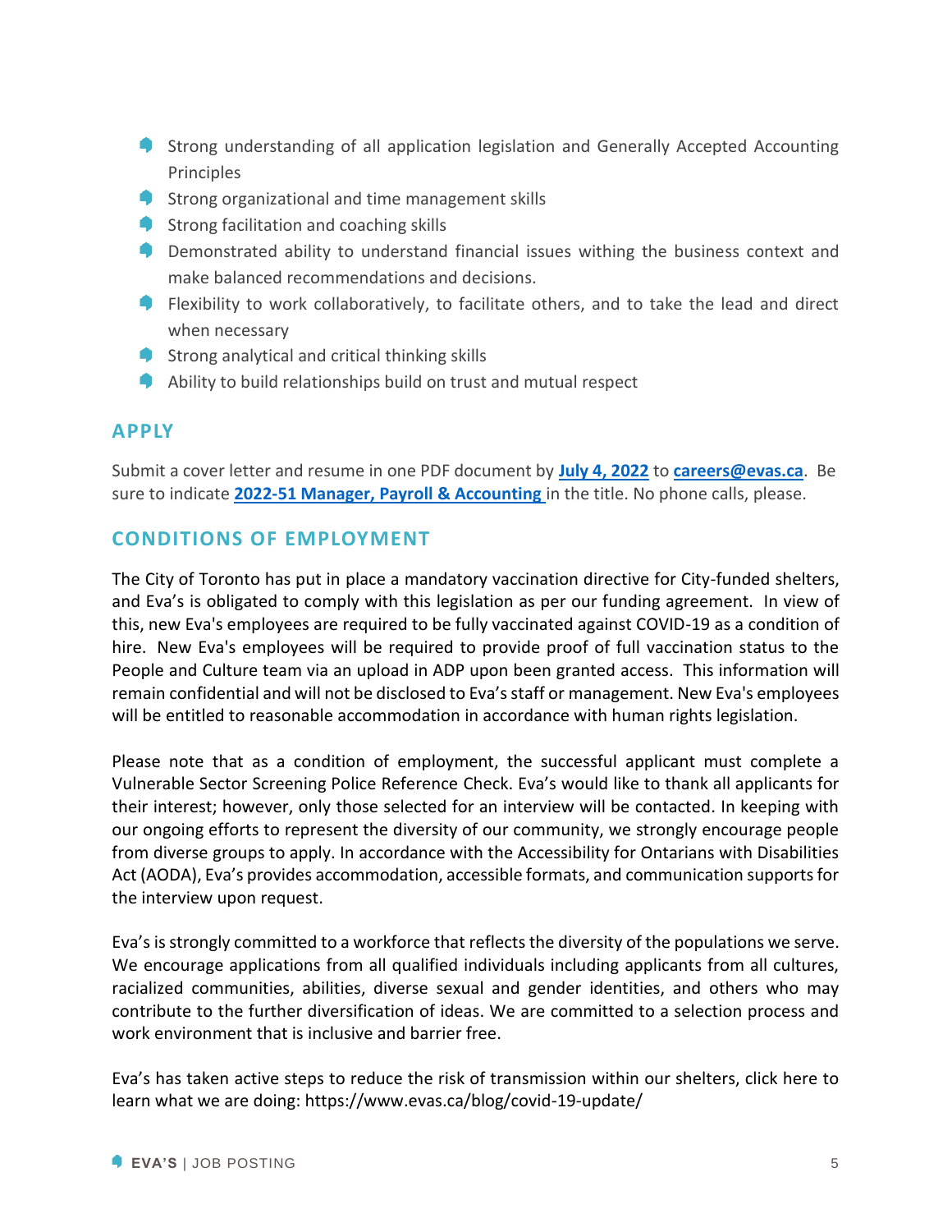- Strong understanding of all application legislation and Generally Accepted Accounting Principles
- Strong organizational and time management skills
- Strong facilitation and coaching skills
- Demonstrated ability to understand financial issues withing the business context and make balanced recommendations and decisions.
- Flexibility to work collaboratively, to facilitate others, and to take the lead and direct when necessary
- Strong analytical and critical thinking skills
- Ability to build relationships build on trust and mutual respect

## APPLY

Submit a cover letter and resume in one PDF document by **July 4, 2022** to **careers@evas.ca**. Be sure to indicate **2022-51 Manager, Payroll & Accounting** in the title. No phone calls, please.

## CONDITIONS OF EMPLOYMENT

The City of Toronto has put in place a mandatory vaccination directive for City-funded shelters, and Eva's is obligated to comply with this legislation as per our funding agreement. In view of this, new Eva's employees are required to be fully vaccinated against COVID-19 as a condition of hire. New Eva's employees will be required to provide proof of full vaccination status to the People and Culture team via an upload in ADP upon been granted access. This information will remain confidential and will not be disclosed to Eva's staff or management. New Eva's employees will be entitled to reasonable accommodation in accordance with human rights legislation.

Please note that as a condition of employment, the successful applicant must complete a Vulnerable Sector Screening Police Reference Check. Eva's would like to thank all applicants for their interest; however, only those selected for an interview will be contacted. In keeping with our ongoing efforts to represent the diversity of our community, we strongly encourage people from diverse groups to apply. In accordance with the Accessibility for Ontarians with Disabilities Act (AODA), Eva's provides accommodation, accessible formats, and communication supports for the interview upon request.

Eva's is strongly committed to a workforce that reflects the diversity of the populations we serve. We encourage applications from all qualified individuals including applicants from all cultures, racialized communities, abilities, diverse sexual and gender identities, and others who may contribute to the further diversification of ideas. We are committed to a selection process and work environment that is inclusive and barrier free.

Eva's has taken active steps to reduce the risk of transmission within our shelters, click here to learn what we are doing: https://www.evas.ca/blog/covid-19-update/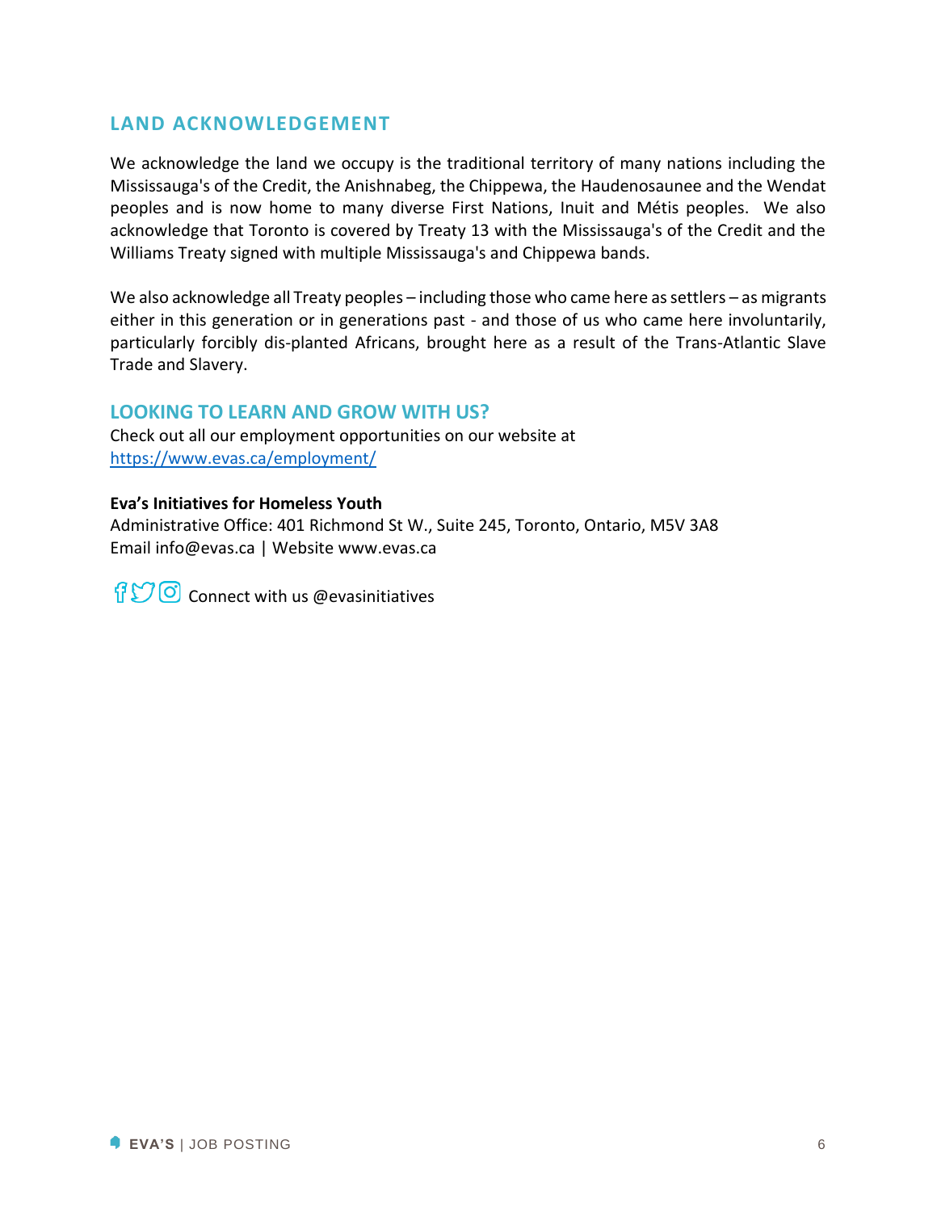## LAND ACKNOWLEDGEMENT

We acknowledge the land we occupy is the traditional territory of many nations including the Mississauga's of the Credit, the Anishnabeg, the Chippewa, the Haudenosaunee and the Wendat peoples and is now home to many diverse First Nations, Inuit and Métis peoples. We also acknowledge that Toronto is covered by Treaty 13 with the Mississauga's of the Credit and the Williams Treaty signed with multiple Mississauga's and Chippewa bands.

We also acknowledge all Treaty peoples – including those who came here as settlers – as migrants either in this generation or in generations past - and those of us who came here involuntarily, particularly forcibly dis-planted Africans, brought here as a result of the Trans-Atlantic Slave Trade and Slavery.

## LOOKING TO LEARN AND GROW WITH US?

Check out all our employment opportunities on our website at
https://www.evas.ca/employment/

**Eva's Initiatives for Homeless Youth**
Administrative Office: 401 Richmond St W., Suite 245, Toronto, Ontario, M5V 3A8
Email info@evas.ca | Website www.evas.ca

Connect with us @evasinitiatives